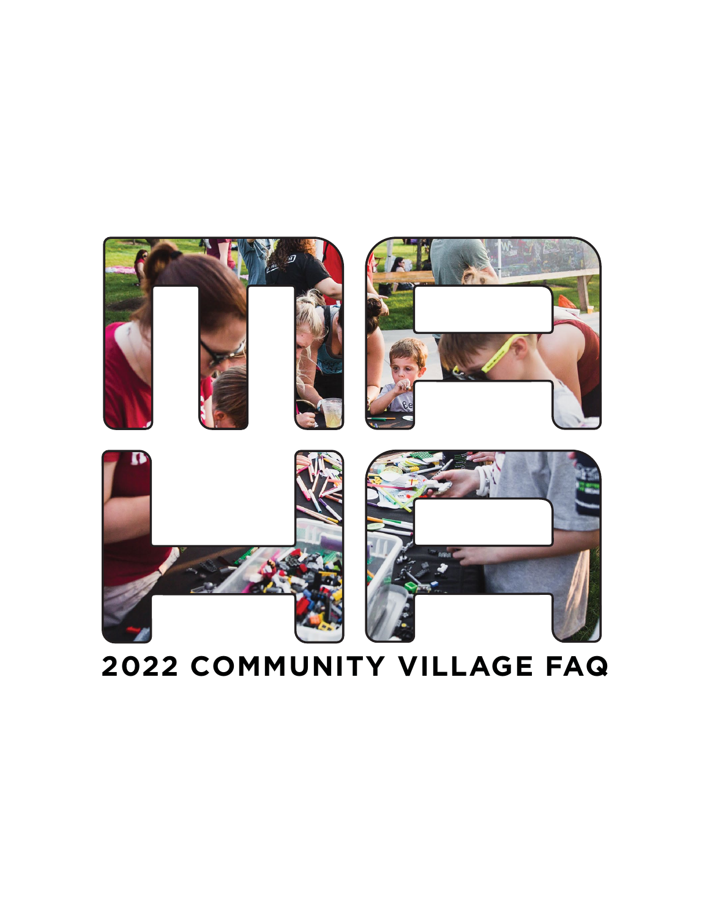# MAHA

## 2022 COMMUNITY VILLAGE FAQ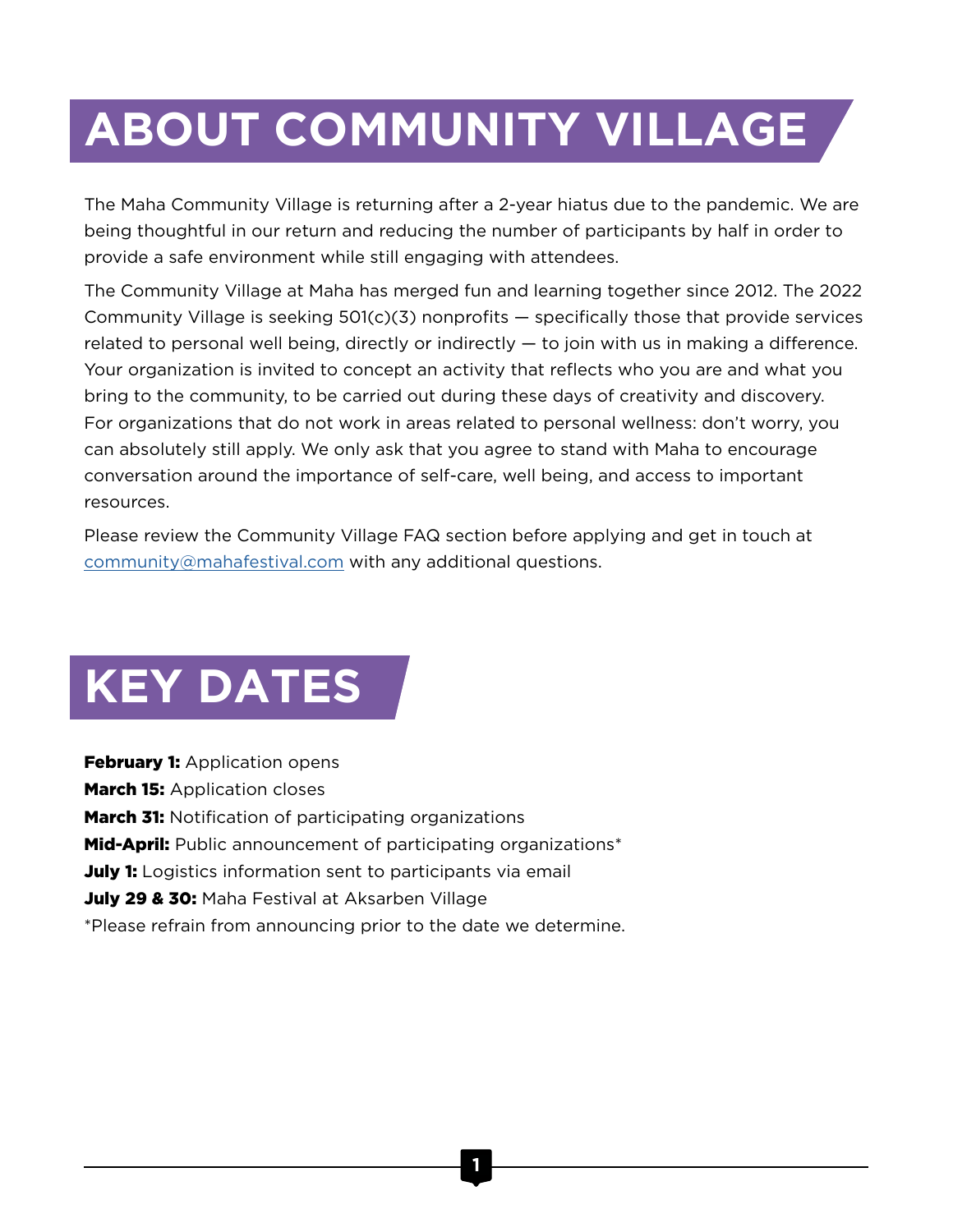# ABOUT COMMUNITY VILLAGE

The Maha Community Village is returning after a 2-year hiatus due to the pandemic. We are being thoughtful in our return and reducing the number of participants by half in order to provide a safe environment while still engaging with attendees.

The Community Village at Maha has merged fun and learning together since 2012. The 2022 Community Village is seeking 501(c)(3) nonprofits — specifically those that provide services related to personal well being, directly or indirectly — to join with us in making a difference. Your organization is invited to concept an activity that reflects who you are and what you bring to the community, to be carried out during these days of creativity and discovery. For organizations that do not work in areas related to personal wellness: don't worry, you can absolutely still apply. We only ask that you agree to stand with Maha to encourage conversation around the importance of self-care, well being, and access to important resources.

Please review the Community Village FAQ section before applying and get in touch at [community@mahafestival.com](mailto:community@mahafestival.com) with any additional questions.

# KEY DATES

**February 1:** Application opens
**March 15:** Application closes
**March 31:** Notification of participating organizations
**Mid-April:** Public announcement of participating organizations*
**July 1:** Logistics information sent to participants via email
**July 29 & 30:** Maha Festival at Aksarben Village
*Please refrain from announcing prior to the date we determine.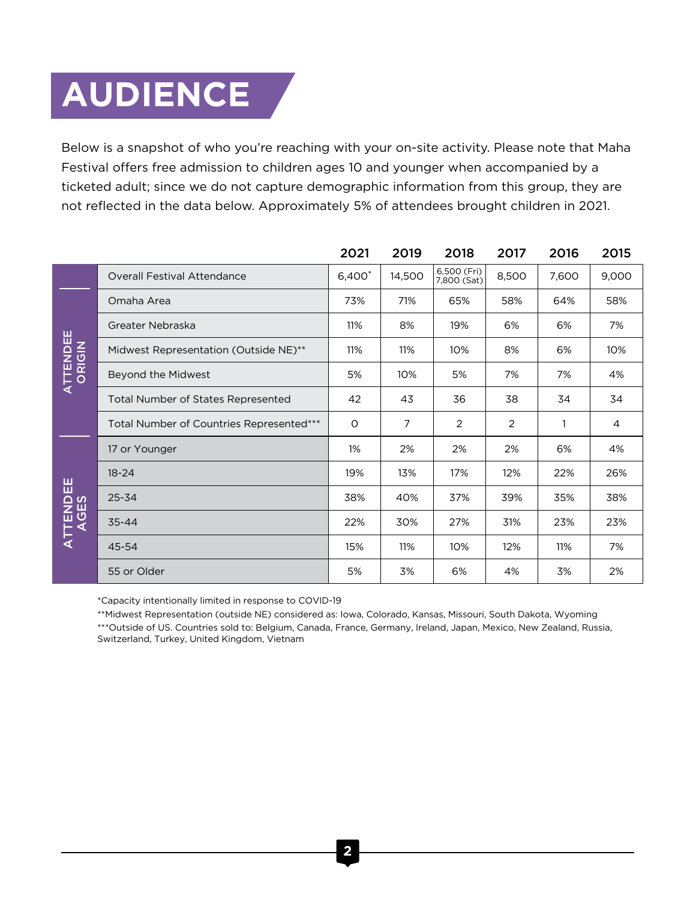# AUDIENCE

Below is a snapshot of who you're reaching with your on-site activity. Please note that Maha Festival offers free admission to children ages 10 and younger when accompanied by a ticketed adult; since we do not capture demographic information from this group, they are not reflected in the data below. Approximately 5% of attendees brought children in 2021.

| | | 2021 | 2019 | 2018 | 2017 | 2016 | 2015 |
|---|---|---|---|---|---|---|---|
| | Overall Festival Attendance | 6,400* | 14,500 | 6,500 (Fri) 7,800 (Sat) | 8,500 | 7,600 | 9,000 |
| ATTENDEE ORIGIN | Omaha Area | 73% | 71% | 65% | 58% | 64% | 58% |
| | Greater Nebraska | 11% | 8% | 19% | 6% | 6% | 7% |
| | Midwest Representation (Outside NE)** | 11% | 11% | 10% | 8% | 6% | 10% |
| | Beyond the Midwest | 5% | 10% | 5% | 7% | 7% | 4% |
| | Total Number of States Represented | 42 | 43 | 36 | 38 | 34 | 34 |
| | Total Number of Countries Represented*** | 0 | 7 | 2 | 2 | 1 | 4 |
| ATTENDEE AGES | 17 or Younger | 1% | 2% | 2% | 2% | 6% | 4% |
| | 18-24 | 19% | 13% | 17% | 12% | 22% | 26% |
| | 25-34 | 38% | 40% | 37% | 39% | 35% | 38% |
| | 35-44 | 22% | 30% | 27% | 31% | 23% | 23% |
| | 45-54 | 15% | 11% | 10% | 12% | 11% | 7% |
| | 55 or Older | 5% | 3% | 6% | 4% | 3% | 2% |

*Capacity intentionally limited in response to COVID-19

**Midwest Representation (outside NE) considered as: Iowa, Colorado, Kansas, Missouri, South Dakota, Wyoming

***Outside of US. Countries sold to: Belgium, Canada, France, Germany, Ireland, Japan, Mexico, New Zealand, Russia, Switzerland, Turkey, United Kingdom, Vietnam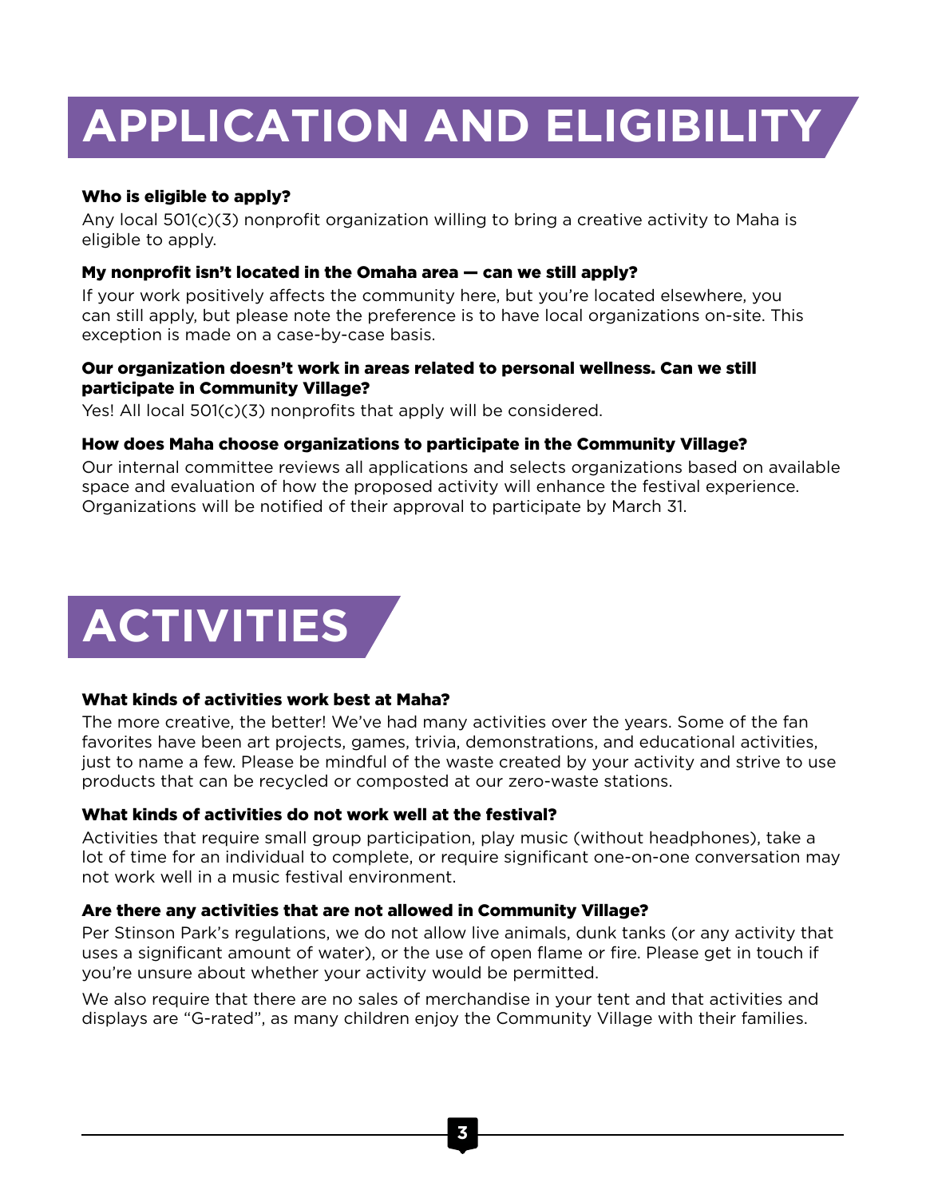# APPLICATION AND ELIGIBILITY

### Who is eligible to apply?

Any local 501(c)(3) nonprofit organization willing to bring a creative activity to Maha is eligible to apply.

### My nonprofit isn't located in the Omaha area — can we still apply?

If your work positively affects the community here, but you're located elsewhere, you can still apply, but please note the preference is to have local organizations on-site. This exception is made on a case-by-case basis.

### Our organization doesn't work in areas related to personal wellness. Can we still participate in Community Village?

Yes! All local 501(c)(3) nonprofits that apply will be considered.

### How does Maha choose organizations to participate in the Community Village?

Our internal committee reviews all applications and selects organizations based on available space and evaluation of how the proposed activity will enhance the festival experience. Organizations will be notified of their approval to participate by March 31.

# ACTIVITIES

### What kinds of activities work best at Maha?

The more creative, the better! We've had many activities over the years. Some of the fan favorites have been art projects, games, trivia, demonstrations, and educational activities, just to name a few. Please be mindful of the waste created by your activity and strive to use products that can be recycled or composted at our zero-waste stations.

### What kinds of activities do not work well at the festival?

Activities that require small group participation, play music (without headphones), take a lot of time for an individual to complete, or require significant one-on-one conversation may not work well in a music festival environment.

### Are there any activities that are not allowed in Community Village?

Per Stinson Park's regulations, we do not allow live animals, dunk tanks (or any activity that uses a significant amount of water), or the use of open flame or fire. Please get in touch if you're unsure about whether your activity would be permitted.

We also require that there are no sales of merchandise in your tent and that activities and displays are "G-rated", as many children enjoy the Community Village with their families.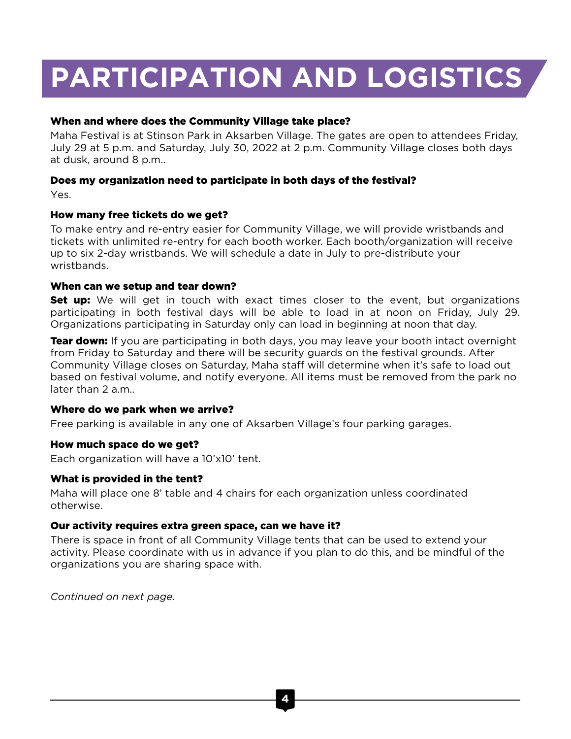# PARTICIPATION AND LOGISTICS

**When and where does the Community Village take place?**

Maha Festival is at Stinson Park in Aksarben Village. The gates are open to attendees Friday, July 29 at 5 p.m. and Saturday, July 30, 2022 at 2 p.m. Community Village closes both days at dusk, around 8 p.m..

**Does my organization need to participate in both days of the festival?**

Yes.

**How many free tickets do we get?**

To make entry and re-entry easier for Community Village, we will provide wristbands and tickets with unlimited re-entry for each booth worker. Each booth/organization will receive up to six 2-day wristbands. We will schedule a date in July to pre-distribute your wristbands.

**When can we setup and tear down?**

**Set up:** We will get in touch with exact times closer to the event, but organizations participating in both festival days will be able to load in at noon on Friday, July 29. Organizations participating in Saturday only can load in beginning at noon that day.

**Tear down:** If you are participating in both days, you may leave your booth intact overnight from Friday to Saturday and there will be security guards on the festival grounds. After Community Village closes on Saturday, Maha staff will determine when it's safe to load out based on festival volume, and notify everyone. All items must be removed from the park no later than 2 a.m..

**Where do we park when we arrive?**

Free parking is available in any one of Aksarben Village's four parking garages.

**How much space do we get?**

Each organization will have a 10'x10' tent.

**What is provided in the tent?**

Maha will place one 8' table and 4 chairs for each organization unless coordinated otherwise.

**Our activity requires extra green space, can we have it?**

There is space in front of all Community Village tents that can be used to extend your activity. Please coordinate with us in advance if you plan to do this, and be mindful of the organizations you are sharing space with.

*Continued on next page.*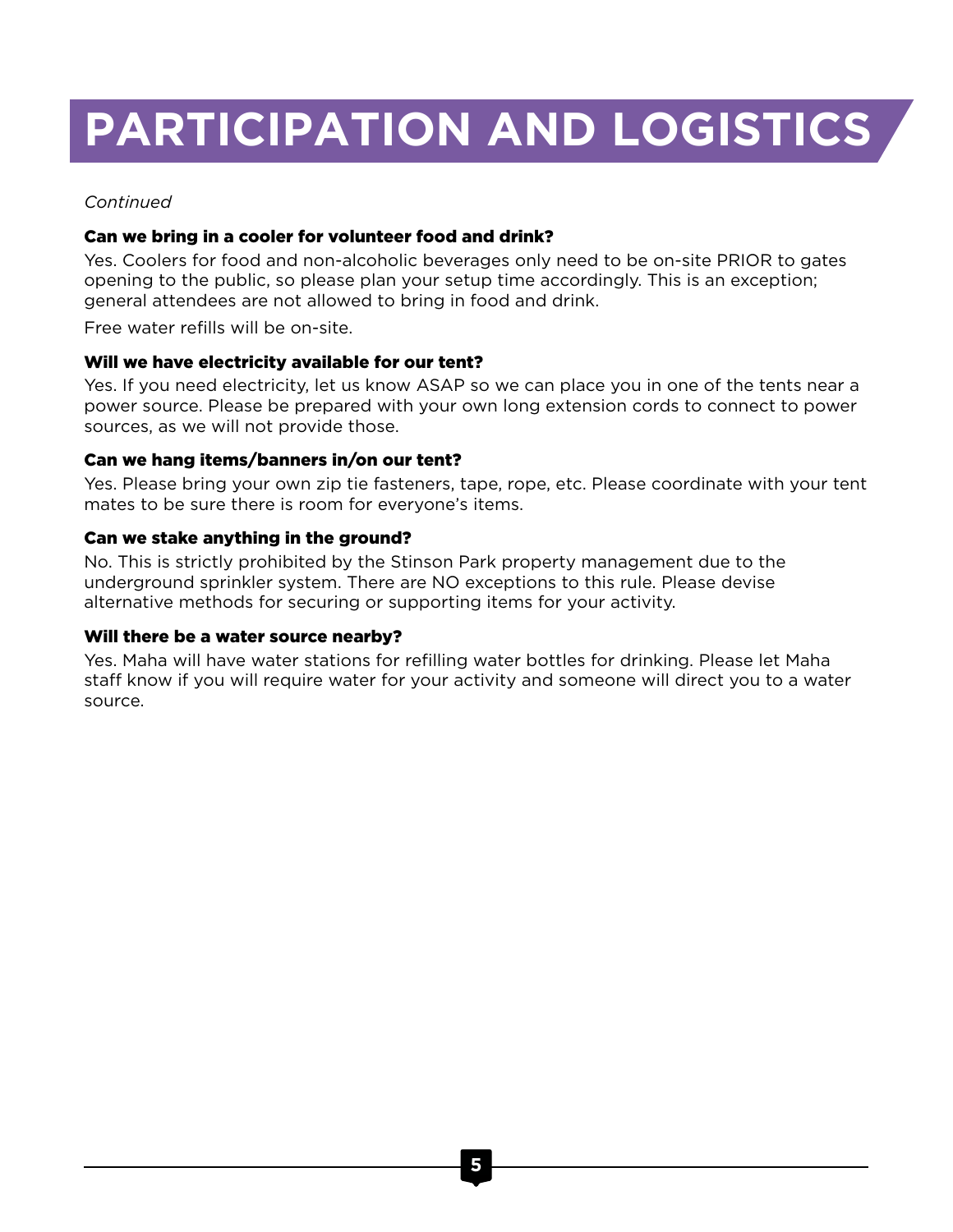# PARTICIPATION AND LOGISTICS

*Continued*

### Can we bring in a cooler for volunteer food and drink?

Yes. Coolers for food and non-alcoholic beverages only need to be on-site PRIOR to gates opening to the public, so please plan your setup time accordingly. This is an exception; general attendees are not allowed to bring in food and drink.

Free water refills will be on-site.

### Will we have electricity available for our tent?

Yes. If you need electricity, let us know ASAP so we can place you in one of the tents near a power source. Please be prepared with your own long extension cords to connect to power sources, as we will not provide those.

### Can we hang items/banners in/on our tent?

Yes. Please bring your own zip tie fasteners, tape, rope, etc. Please coordinate with your tent mates to be sure there is room for everyone's items.

### Can we stake anything in the ground?

No. This is strictly prohibited by the Stinson Park property management due to the underground sprinkler system. There are NO exceptions to this rule. Please devise alternative methods for securing or supporting items for your activity.

### Will there be a water source nearby?

Yes. Maha will have water stations for refilling water bottles for drinking. Please let Maha staff know if you will require water for your activity and someone will direct you to a water source.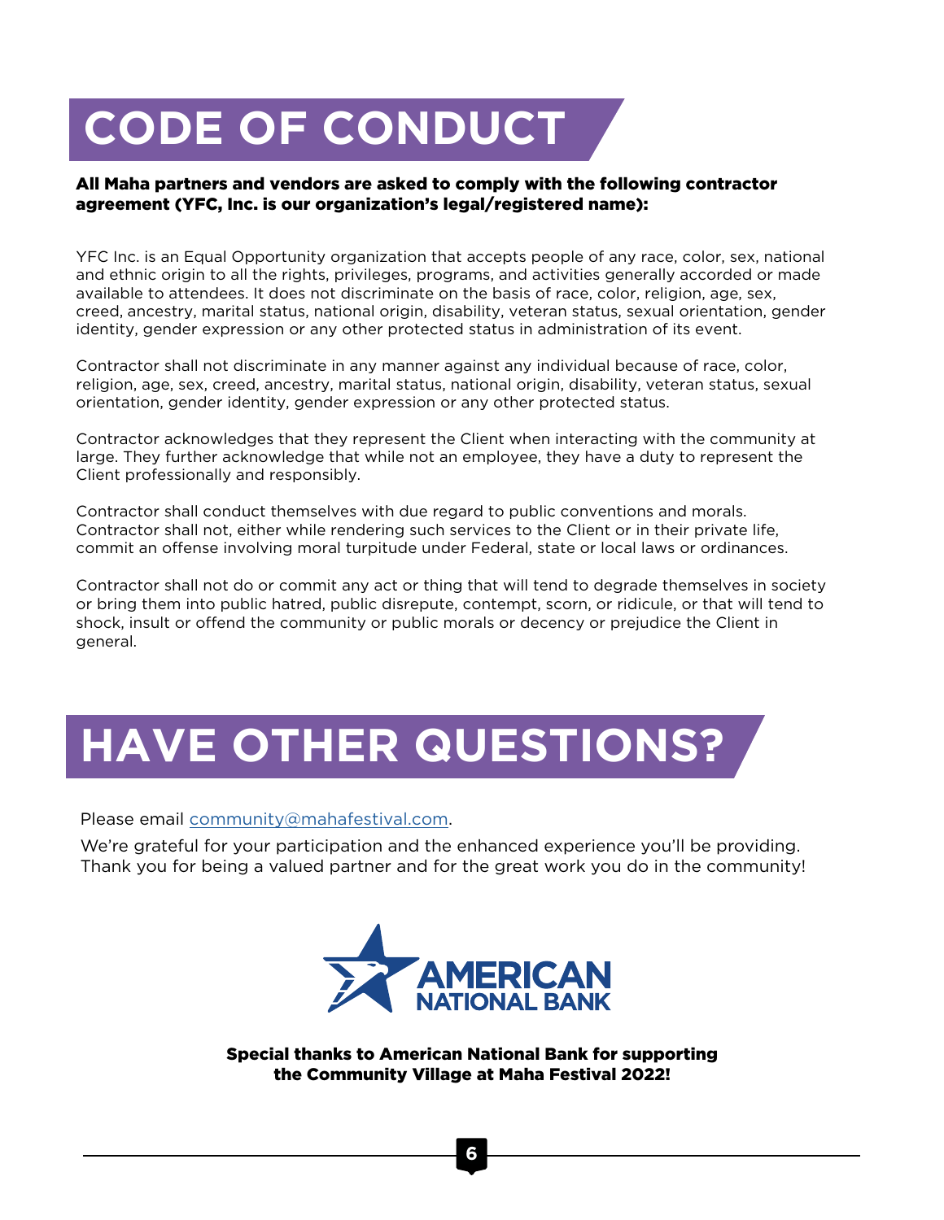# CODE OF CONDUCT

**All Maha partners and vendors are asked to comply with the following contractor agreement (YFC, Inc. is our organization's legal/registered name):**

YFC Inc. is an Equal Opportunity organization that accepts people of any race, color, sex, national and ethnic origin to all the rights, privileges, programs, and activities generally accorded or made available to attendees. It does not discriminate on the basis of race, color, religion, age, sex, creed, ancestry, marital status, national origin, disability, veteran status, sexual orientation, gender identity, gender expression or any other protected status in administration of its event.

Contractor shall not discriminate in any manner against any individual because of race, color, religion, age, sex, creed, ancestry, marital status, national origin, disability, veteran status, sexual orientation, gender identity, gender expression or any other protected status.

Contractor acknowledges that they represent the Client when interacting with the community at large. They further acknowledge that while not an employee, they have a duty to represent the Client professionally and responsibly.

Contractor shall conduct themselves with due regard to public conventions and morals. Contractor shall not, either while rendering such services to the Client or in their private life, commit an offense involving moral turpitude under Federal, state or local laws or ordinances.

Contractor shall not do or commit any act or thing that will tend to degrade themselves in society or bring them into public hatred, public disrepute, contempt, scorn, or ridicule, or that will tend to shock, insult or offend the community or public morals or decency or prejudice the Client in general.

# HAVE OTHER QUESTIONS?

Please email community@mahafestival.com.

We're grateful for your participation and the enhanced experience you'll be providing. Thank you for being a valued partner and for the great work you do in the community!

AMERICAN NATIONAL BANK

**Special thanks to American National Bank for supporting the Community Village at Maha Festival 2022!**